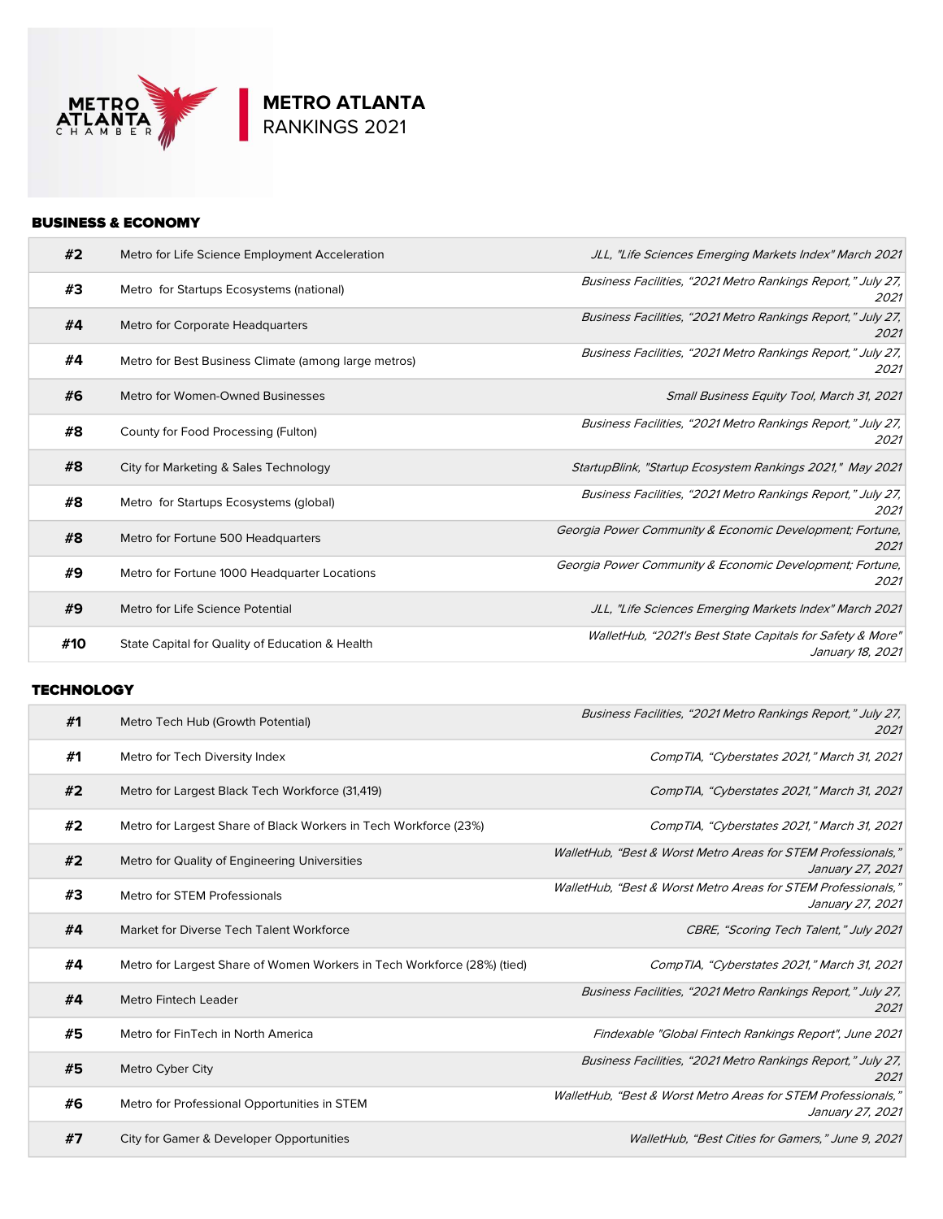# METRO ATLANTA RANKINGS 2021

## BUSINESS & ECONOMY

| Rank | Ranking | Source |
|---|---|---|
| #2 | Metro for Life Science Employment Acceleration | *JLL, "Life Sciences Emerging Markets Index" March 2021* |
| #3 | Metro for Startups Ecosystems (national) | *Business Facilities, "2021 Metro Rankings Report," July 27, 2021* |
| #4 | Metro for Corporate Headquarters | *Business Facilities, "2021 Metro Rankings Report," July 27, 2021* |
| #4 | Metro for Best Business Climate (among large metros) | *Business Facilities, "2021 Metro Rankings Report," July 27, 2021* |
| #6 | Metro for Women-Owned Businesses | *Small Business Equity Tool, March 31, 2021* |
| #8 | County for Food Processing (Fulton) | *Business Facilities, "2021 Metro Rankings Report," July 27, 2021* |
| #8 | City for Marketing & Sales Technology | *StartupBlink, "Startup Ecosystem Rankings 2021," May 2021* |
| #8 | Metro for Startups Ecosystems (global) | *Business Facilities, "2021 Metro Rankings Report," July 27, 2021* |
| #8 | Metro for Fortune 500 Headquarters | *Georgia Power Community & Economic Development; Fortune, 2021* |
| #9 | Metro for Fortune 1000 Headquarter Locations | *Georgia Power Community & Economic Development; Fortune, 2021* |
| #9 | Metro for Life Science Potential | *JLL, "Life Sciences Emerging Markets Index" March 2021* |
| #10 | State Capital for Quality of Education & Health | *WalletHub, "2021's Best State Capitals for Safety & More" January 18, 2021* |

## TECHNOLOGY

| Rank | Ranking | Source |
|---|---|---|
| #1 | Metro Tech Hub (Growth Potential) | *Business Facilities, "2021 Metro Rankings Report," July 27, 2021* |
| #1 | Metro for Tech Diversity Index | *CompTIA, "Cyberstates 2021," March 31, 2021* |
| #2 | Metro for Largest Black Tech Workforce (31,419) | *CompTIA, "Cyberstates 2021," March 31, 2021* |
| #2 | Metro for Largest Share of Black Workers in Tech Workforce (23%) | *CompTIA, "Cyberstates 2021," March 31, 2021* |
| #2 | Metro for Quality of Engineering Universities | *WalletHub, "Best & Worst Metro Areas for STEM Professionals," January 27, 2021* |
| #3 | Metro for STEM Professionals | *WalletHub, "Best & Worst Metro Areas for STEM Professionals," January 27, 2021* |
| #4 | Market for Diverse Tech Talent Workforce | *CBRE, "Scoring Tech Talent," July 2021* |
| #4 | Metro for Largest Share of Women Workers in Tech Workforce (28%) (tied) | *CompTIA, "Cyberstates 2021," March 31, 2021* |
| #4 | Metro Fintech Leader | *Business Facilities, "2021 Metro Rankings Report," July 27, 2021* |
| #5 | Metro for FinTech in North America | *Findexable "Global Fintech Rankings Report", June 2021* |
| #5 | Metro Cyber City | *Business Facilities, "2021 Metro Rankings Report," July 27, 2021* |
| #6 | Metro for Professional Opportunities in STEM | *WalletHub, "Best & Worst Metro Areas for STEM Professionals," January 27, 2021* |
| #7 | City for Gamer & Developer Opportunities | *WalletHub, "Best Cities for Gamers," June 9, 2021* |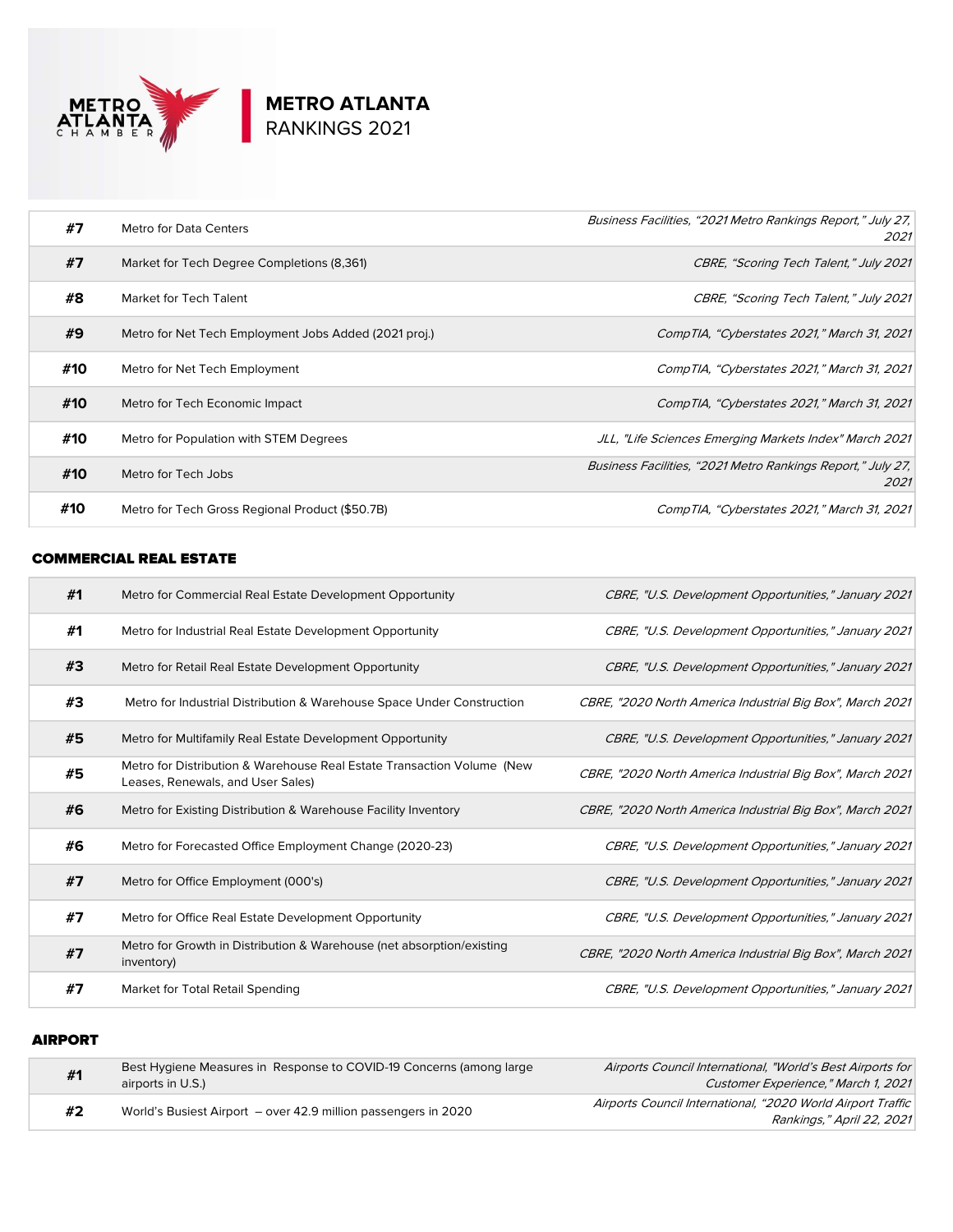# METRO ATLANTA RANKINGS 2021

| | | |
|---|---|---|
| **#7** | Metro for Data Centers | *Business Facilities, "2021 Metro Rankings Report," July 27, 2021* |
| **#7** | Market for Tech Degree Completions (8,361) | *CBRE, "Scoring Tech Talent," July 2021* |
| **#8** | Market for Tech Talent | *CBRE, "Scoring Tech Talent," July 2021* |
| **#9** | Metro for Net Tech Employment Jobs Added (2021 proj.) | *CompTIA, "Cyberstates 2021," March 31, 2021* |
| **#10** | Metro for Net Tech Employment | *CompTIA, "Cyberstates 2021," March 31, 2021* |
| **#10** | Metro for Tech Economic Impact | *CompTIA, "Cyberstates 2021," March 31, 2021* |
| **#10** | Metro for Population with STEM Degrees | *JLL, "Life Sciences Emerging Markets Index" March 2021* |
| **#10** | Metro for Tech Jobs | *Business Facilities, "2021 Metro Rankings Report," July 27, 2021* |
| **#10** | Metro for Tech Gross Regional Product ($50.7B) | *CompTIA, "Cyberstates 2021," March 31, 2021* |

## COMMERCIAL REAL ESTATE

| | | |
|---|---|---|
| **#1** | Metro for Commercial Real Estate Development Opportunity | *CBRE, "U.S. Development Opportunities," January 2021* |
| **#1** | Metro for Industrial Real Estate Development Opportunity | *CBRE, "U.S. Development Opportunities," January 2021* |
| **#3** | Metro for Retail Real Estate Development Opportunity | *CBRE, "U.S. Development Opportunities," January 2021* |
| **#3** | Metro for Industrial Distribution & Warehouse Space Under Construction | *CBRE, "2020 North America Industrial Big Box", March 2021* |
| **#5** | Metro for Multifamily Real Estate Development Opportunity | *CBRE, "U.S. Development Opportunities," January 2021* |
| **#5** | Metro for Distribution & Warehouse Real Estate Transaction Volume (New Leases, Renewals, and User Sales) | *CBRE, "2020 North America Industrial Big Box", March 2021* |
| **#6** | Metro for Existing Distribution & Warehouse Facility Inventory | *CBRE, "2020 North America Industrial Big Box", March 2021* |
| **#6** | Metro for Forecasted Office Employment Change (2020-23) | *CBRE, "U.S. Development Opportunities," January 2021* |
| **#7** | Metro for Office Employment (000's) | *CBRE, "U.S. Development Opportunities," January 2021* |
| **#7** | Metro for Office Real Estate Development Opportunity | *CBRE, "U.S. Development Opportunities," January 2021* |
| **#7** | Metro for Growth in Distribution & Warehouse (net absorption/existing inventory) | *CBRE, "2020 North America Industrial Big Box", March 2021* |
| **#7** | Market for Total Retail Spending | *CBRE, "U.S. Development Opportunities," January 2021* |

## AIRPORT

| | | |
|---|---|---|
| **#1** | Best Hygiene Measures in Response to COVID-19 Concerns (among large airports in U.S.) | *Airports Council International, "World's Best Airports for Customer Experience," March 1, 2021* |
| **#2** | World's Busiest Airport – over 42.9 million passengers in 2020 | *Airports Council International, "2020 World Airport Traffic Rankings," April 22, 2021* |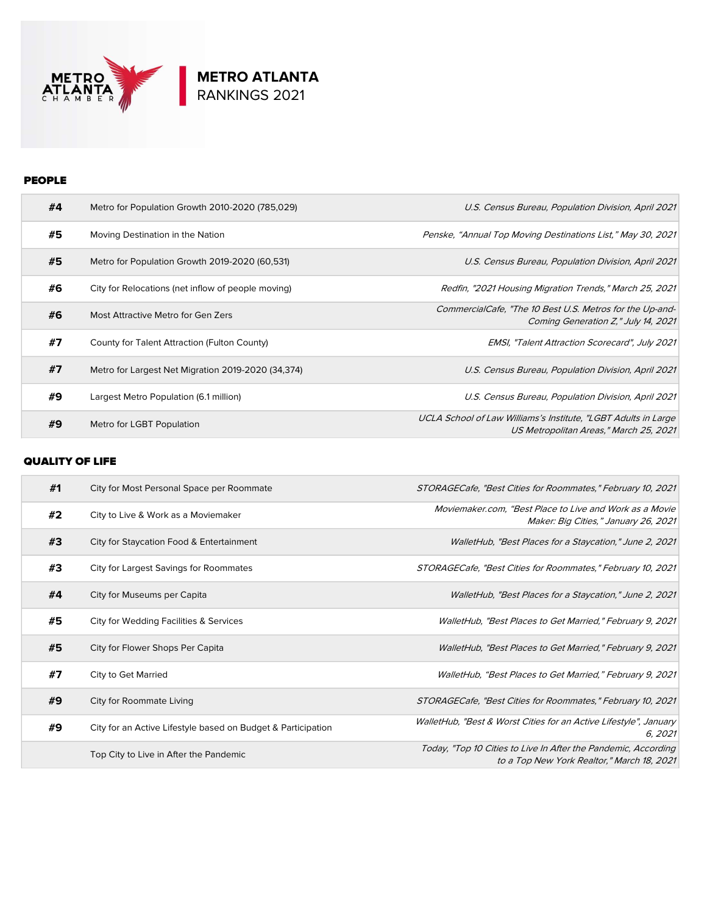# METRO ATLANTA RANKINGS 2021

## PEOPLE

| Rank | Ranking | Source |
|---|---|---|
| #4 | Metro for Population Growth 2010-2020 (785,029) | *U.S. Census Bureau, Population Division, April 2021* |
| #5 | Moving Destination in the Nation | *Penske, "Annual Top Moving Destinations List," May 30, 2021* |
| #5 | Metro for Population Growth 2019-2020 (60,531) | *U.S. Census Bureau, Population Division, April 2021* |
| #6 | City for Relocations (net inflow of people moving) | *Redfin, "2021 Housing Migration Trends," March 25, 2021* |
| #6 | Most Attractive Metro for Gen Zers | *CommercialCafe, "The 10 Best U.S. Metros for the Up-and-Coming Generation Z," July 14, 2021* |
| #7 | County for Talent Attraction (Fulton County) | *EMSI, "Talent Attraction Scorecard", July 2021* |
| #7 | Metro for Largest Net Migration 2019-2020 (34,374) | *U.S. Census Bureau, Population Division, April 2021* |
| #9 | Largest Metro Population (6.1 million) | *U.S. Census Bureau, Population Division, April 2021* |
| #9 | Metro for LGBT Population | *UCLA School of Law Williams's Institute, "LGBT Adults in Large US Metropolitan Areas," March 25, 2021* |

## QUALITY OF LIFE

| Rank | Ranking | Source |
|---|---|---|
| #1 | City for Most Personal Space per Roommate | *STORAGECafe, "Best Cities for Roommates," February 10, 2021* |
| #2 | City to Live & Work as a Moviemaker | *Moviemaker.com, "Best Place to Live and Work as a Movie Maker: Big Cities," January 26, 2021* |
| #3 | City for Staycation Food & Entertainment | *WalletHub, "Best Places for a Staycation," June 2, 2021* |
| #3 | City for Largest Savings for Roommates | *STORAGECafe, "Best Cities for Roommates," February 10, 2021* |
| #4 | City for Museums per Capita | *WalletHub, "Best Places for a Staycation," June 2, 2021* |
| #5 | City for Wedding Facilities & Services | *WalletHub, "Best Places to Get Married," February 9, 2021* |
| #5 | City for Flower Shops Per Capita | *WalletHub, "Best Places to Get Married," February 9, 2021* |
| #7 | City to Get Married | *WalletHub, "Best Places to Get Married," February 9, 2021* |
| #9 | City for Roommate Living | *STORAGECafe, "Best Cities for Roommates," February 10, 2021* |
| #9 | City for an Active Lifestyle based on Budget & Participation | *WalletHub, "Best & Worst Cities for an Active Lifestyle", January 6, 2021* |
| | Top City to Live in After the Pandemic | *Today, "Top 10 Cities to Live In After the Pandemic, According to a Top New York Realtor," March 18, 2021* |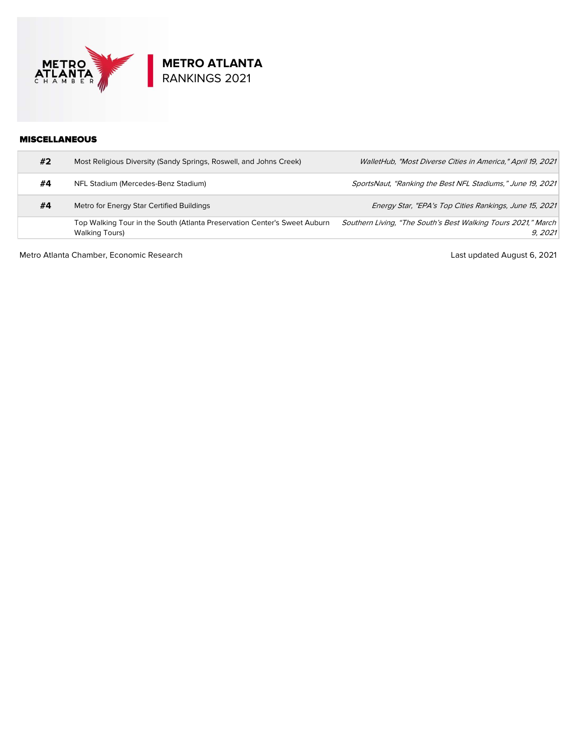# METRO ATLANTA
RANKINGS 2021

## MISCELLANEOUS

| | | |
|---|---|---|
| **#2** | Most Religious Diversity (Sandy Springs, Roswell, and Johns Creek) | *WalletHub, "Most Diverse Cities in America," April 19, 2021* |
| **#4** | NFL Stadium (Mercedes-Benz Stadium) | *SportsNaut, "Ranking the Best NFL Stadiums," June 19, 2021* |
| **#4** | Metro for Energy Star Certified Buildings | *Energy Star, "EPA's Top Cities Rankings, June 15, 2021* |
| | Top Walking Tour in the South (Atlanta Preservation Center's Sweet Auburn Walking Tours) | *Southern Living, "The South's Best Walking Tours 2021," March 9, 2021* |

Metro Atlanta Chamber, Economic Research

Last updated August 6, 2021